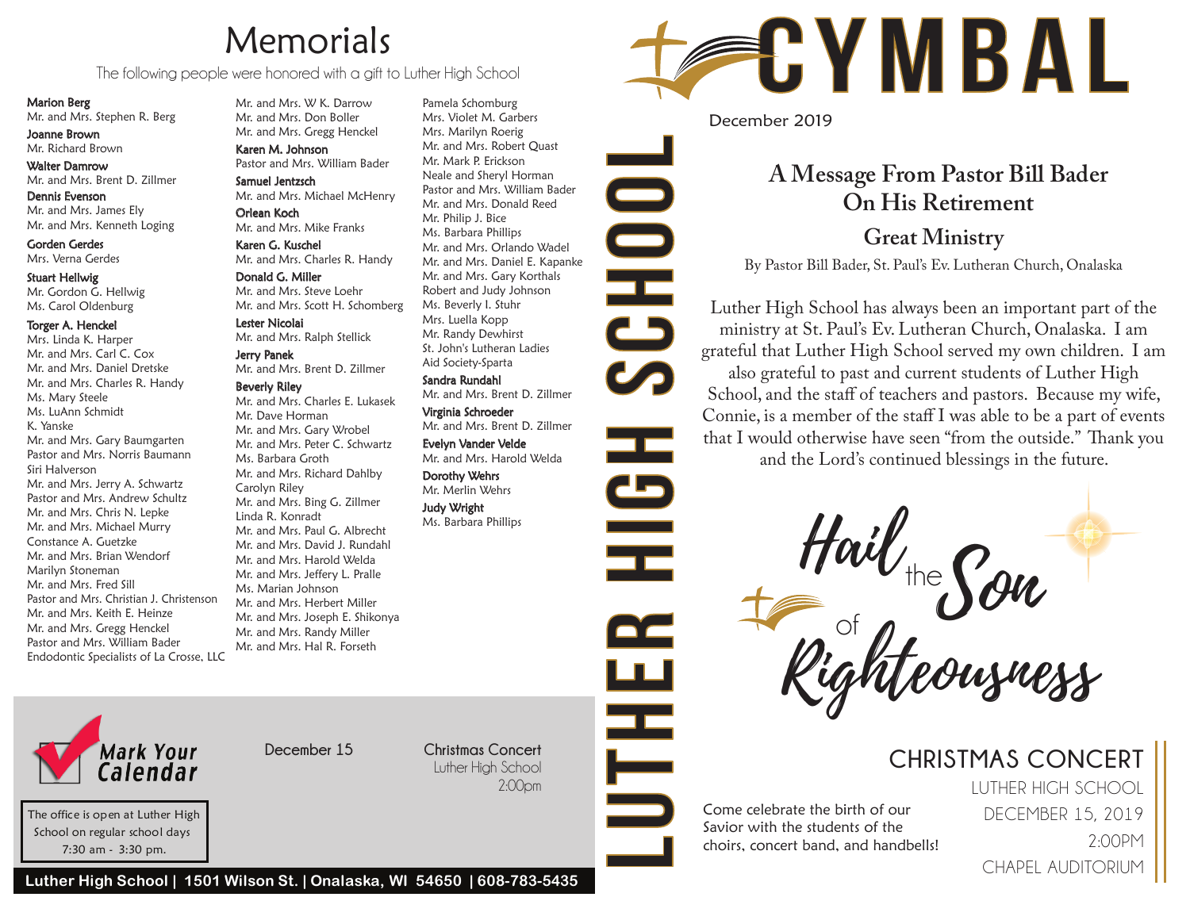# CYMBAL

December 2019

LUTHER HIGH SCHOOL

## A Message From Pastor Bill Bader On His Retirement

### Great Ministry

By Pastor Bill Bader, St. Paul's Ev. Lutheran Church, Onalaska

Luther High School has always been an important part of the ministry at St. Paul's Ev. Lutheran Church, Onalaska. I am grateful that Luther High School served my own children. I am also grateful to past and current students of Luther High School, and the staff of teachers and pastors. Because my wife, Connie, is a member of the staff I was able to be a part of events that I would otherwise have seen "from the outside." Thank you and the Lord's continued blessings in the future.

## Hail the Son of Righteousness

### CHRISTMAS CONCERT

LUTHER HIGH SCHOOL
DECEMBER 15, 2019
2:00PM
CHAPEL AUDITORIUM

Come celebrate the birth of our Savior with the students of the choirs, concert band, and handbells!

# Memorials

The following people were honored with a gift to Luther High School

**Marion Berg**
Mr. and Mrs. Stephen R. Berg

**Joanne Brown**
Mr. Richard Brown

**Walter Damrow**
Mr. and Mrs. Brent D. Zillmer

**Dennis Evenson**
Mr. and Mrs. James Ely
Mr. and Mrs. Kenneth Loging

**Gorden Gerdes**
Mrs. Verna Gerdes

**Stuart Hellwig**
Mr. Gordon G. Hellwig
Ms. Carol Oldenburg

**Torger A. Henckel**
Mrs. Linda K. Harper
Mr. and Mrs. Carl C. Cox
Mr. and Mrs. Daniel Dretske
Mr. and Mrs. Charles R. Handy
Ms. Mary Steele
Ms. LuAnn Schmidt
K. Yanske
Mr. and Mrs. Gary Baumgarten
Pastor and Mrs. Norris Baumann
Siri Halverson
Mr. and Mrs. Jerry A. Schwartz
Pastor and Mrs. Andrew Schultz
Mr. and Mrs. Chris N. Lepke
Mr. and Mrs. Michael Murry
Constance A. Guetzke
Mr. and Mrs. Brian Wendorf
Marilyn Stoneman
Mr. and Mrs. Fred Sill
Pastor and Mrs. Christian J. Christenson
Mr. and Mrs. Keith E. Heinze
Mr. and Mrs. Gregg Henckel
Pastor and Mrs. William Bader
Endodontic Specialists of La Crosse, LLC
Mr. and Mrs. W K. Darrow
Mr. and Mrs. Don Boller
Mr. and Mrs. Gregg Henckel

**Karen M. Johnson**
Pastor and Mrs. William Bader

**Samuel Jentzsch**
Mr. and Mrs. Michael McHenry

**Orlean Koch**
Mr. and Mrs. Mike Franks

**Karen G. Kuschel**
Mr. and Mrs. Charles R. Handy

**Donald G. Miller**
Mr. and Mrs. Steve Loehr
Mr. and Mrs. Scott H. Schomberg

**Lester Nicolai**
Mr. and Mrs. Ralph Stellick

**Jerry Panek**
Mr. and Mrs. Brent D. Zillmer

**Beverly Riley**
Mr. and Mrs. Charles E. Lukasek
Mr. Dave Horman
Mr. and Mrs. Gary Wrobel
Mr. and Mrs. Peter C. Schwartz
Ms. Barbara Groth
Mr. and Mrs. Richard Dahlby
Carolyn Riley
Mr. and Mrs. Bing G. Zillmer
Linda R. Konradt
Mr. and Mrs. Paul G. Albrecht
Mr. and Mrs. David J. Rundahl
Mr. and Mrs. Harold Welda
Mr. and Mrs. Jeffery L. Pralle
Ms. Marian Johnson
Mr. and Mrs. Herbert Miller
Mr. and Mrs. Joseph E. Shikonya
Mr. and Mrs. Randy Miller
Mr. and Mrs. Hal R. Forseth
Pamela Schomburg
Mrs. Violet M. Garbers
Mrs. Marilyn Roerig
Mr. and Mrs. Robert Quast
Mr. Mark P. Erickson
Neale and Sheryl Horman
Pastor and Mrs. William Bader
Mr. and Mrs. Donald Reed
Mr. Philip J. Bice
Ms. Barbara Phillips
Mr. and Mrs. Orlando Wadel
Mr. and Mrs. Daniel E. Kapanke
Mr. and Mrs. Gary Korthals
Robert and Judy Johnson
Ms. Beverly I. Stuhr
Mrs. Luella Kopp
Mr. Randy Dewhirst
St. John's Lutheran Ladies Aid Society-Sparta

**Sandra Rundahl**
Mr. and Mrs. Brent D. Zillmer

**Virginia Schroeder**
Mr. and Mrs. Brent D. Zillmer

**Evelyn Vander Velde**
Mr. and Mrs. Harold Welda

**Dorothy Wehrs**
Mr. Merlin Wehrs

**Judy Wright**
Ms. Barbara Phillips

## Mark Your Calendar

December 15 — Christmas Concert, Luther High School, 2:00pm

The office is open at Luther High School on regular school days 7:30 am - 3:30 pm.

**Luther High School | 1501 Wilson St. | Onalaska, WI 54650 | 608-783-5435**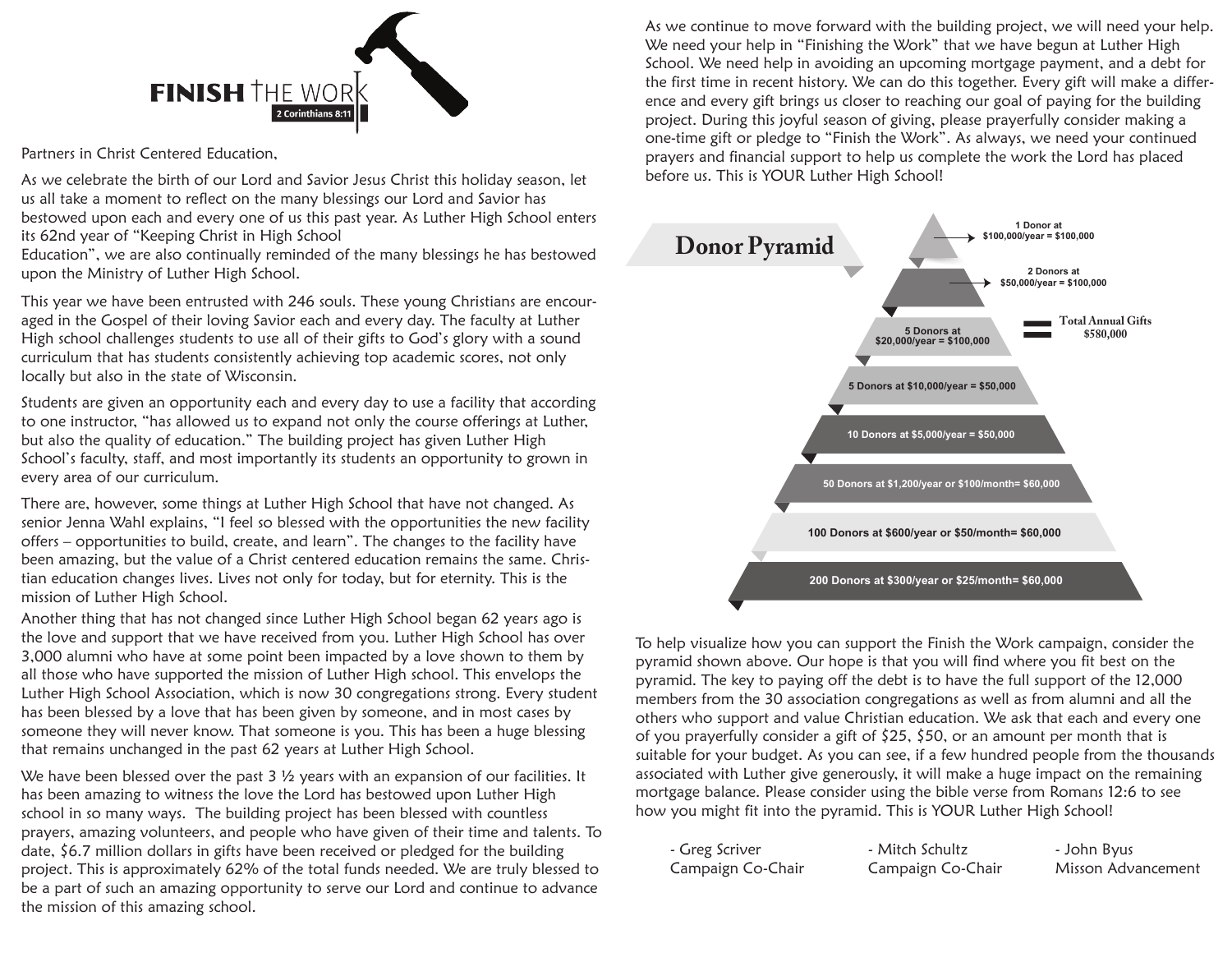# FINISH THE WORK

2 Corinthians 8:11

Partners in Christ Centered Education,

As we celebrate the birth of our Lord and Savior Jesus Christ this holiday season, let us all take a moment to reflect on the many blessings our Lord and Savior has bestowed upon each and every one of us this past year. As Luther High School enters its 62nd year of "Keeping Christ in High School Education", we are also continually reminded of the many blessings he has bestowed upon the Ministry of Luther High School.

This year we have been entrusted with 246 souls. These young Christians are encouraged in the Gospel of their loving Savior each and every day. The faculty at Luther High school challenges students to use all of their gifts to God's glory with a sound curriculum that has students consistently achieving top academic scores, not only locally but also in the state of Wisconsin.

Students are given an opportunity each and every day to use a facility that according to one instructor, "has allowed us to expand not only the course offerings at Luther, but also the quality of education." The building project has given Luther High School's faculty, staff, and most importantly its students an opportunity to grown in every area of our curriculum.

There are, however, some things at Luther High School that have not changed. As senior Jenna Wahl explains, "I feel so blessed with the opportunities the new facility offers – opportunities to build, create, and learn". The changes to the facility have been amazing, but the value of a Christ centered education remains the same. Christian education changes lives. Lives not only for today, but for eternity. This is the mission of Luther High School.

Another thing that has not changed since Luther High School began 62 years ago is the love and support that we have received from you. Luther High School has over 3,000 alumni who have at some point been impacted by a love shown to them by all those who have supported the mission of Luther High school. This envelops the Luther High School Association, which is now 30 congregations strong. Every student has been blessed by a love that has been given by someone, and in most cases by someone they will never know. That someone is you. This has been a huge blessing that remains unchanged in the past 62 years at Luther High School.

We have been blessed over the past 3 ½ years with an expansion of our facilities. It has been amazing to witness the love the Lord has bestowed upon Luther High school in so many ways. The building project has been blessed with countless prayers, amazing volunteers, and people who have given of their time and talents. To date, $6.7 million dollars in gifts have been received or pledged for the building project. This is approximately 62% of the total funds needed. We are truly blessed to be a part of such an amazing opportunity to serve our Lord and continue to advance the mission of this amazing school.

As we continue to move forward with the building project, we will need your help. We need your help in "Finishing the Work" that we have begun at Luther High School. We need help in avoiding an upcoming mortgage payment, and a debt for the first time in recent history. We can do this together. Every gift will make a difference and every gift brings us closer to reaching our goal of paying for the building project. During this joyful season of giving, please prayerfully consider making a one-time gift or pledge to "Finish the Work". As always, we need your continued prayers and financial support to help us complete the work the Lord has placed before us. This is YOUR Luther High School!

## Donor Pyramid

1 Donor at $100,000/year = $100,000

2 Donors at $50,000/year = $100,000

5 Donors at $20,000/year = $100,000

5 Donors at $10,000/year = $50,000

10 Donors at $5,000/year = $50,000

50 Donors at $1,200/year or $100/month= $60,000

100 Donors at $600/year or $50/month= $60,000

200 Donors at $300/year or $25/month= $60,000

= Total Annual Gifts $580,000

To help visualize how you can support the Finish the Work campaign, consider the pyramid shown above. Our hope is that you will find where you fit best on the pyramid. The key to paying off the debt is to have the full support of the 12,000 members from the 30 association congregations as well as from alumni and all the others who support and value Christian education. We ask that each and every one of you prayerfully consider a gift of $25, $50, or an amount per month that is suitable for your budget. As you can see, if a few hundred people from the thousands associated with Luther give generously, it will make a huge impact on the remaining mortgage balance. Please consider using the bible verse from Romans 12:6 to see how you might fit into the pyramid. This is YOUR Luther High School!

- Greg Scriver, Campaign Co-Chair
- Mitch Schultz, Campaign Co-Chair
- John Byus, Misson Advancement